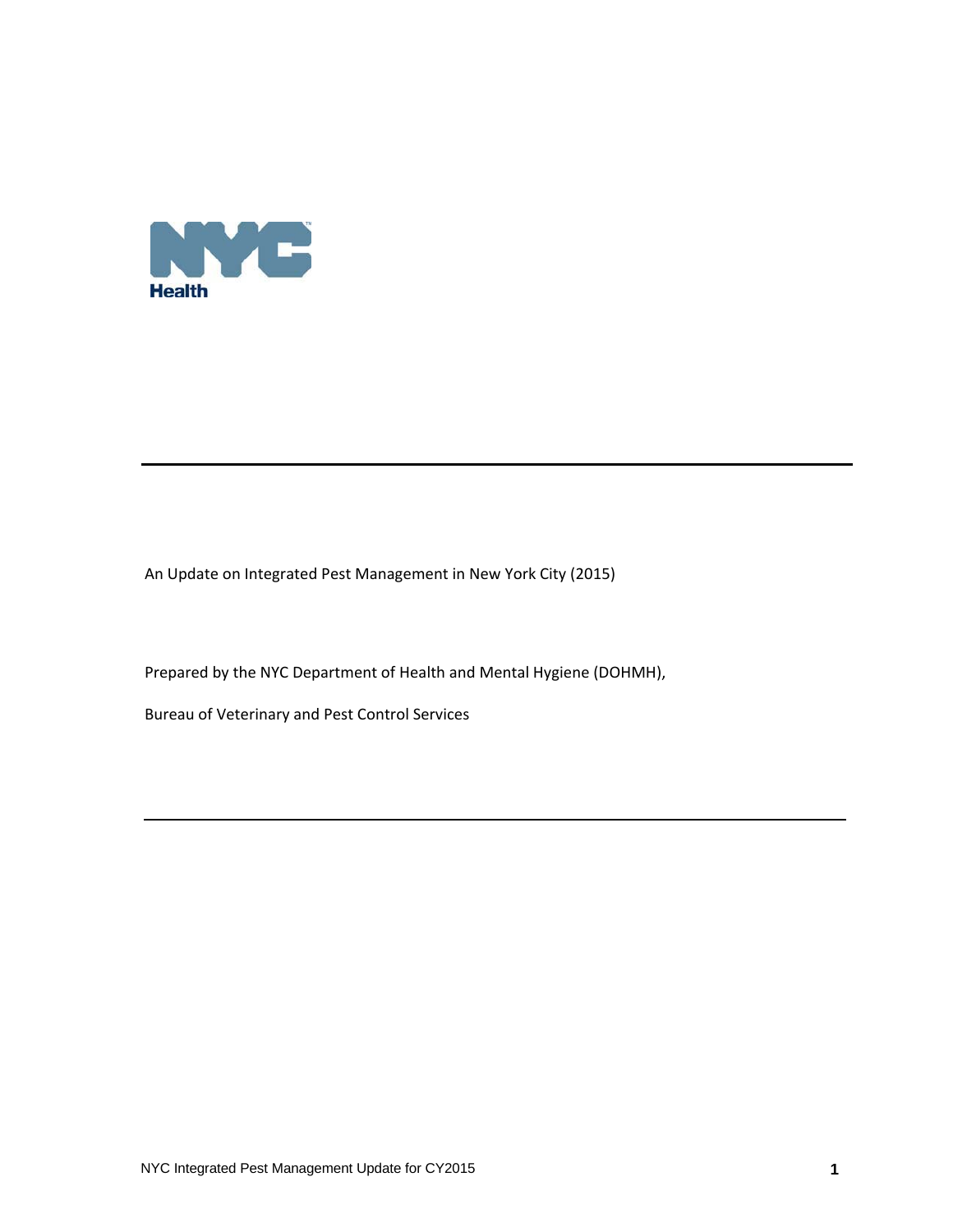NYC Health

An Update on Integrated Pest Management in New York City (2015)

Prepared by the NYC Department of Health and Mental Hygiene (DOHMH),

Bureau of Veterinary and Pest Control Services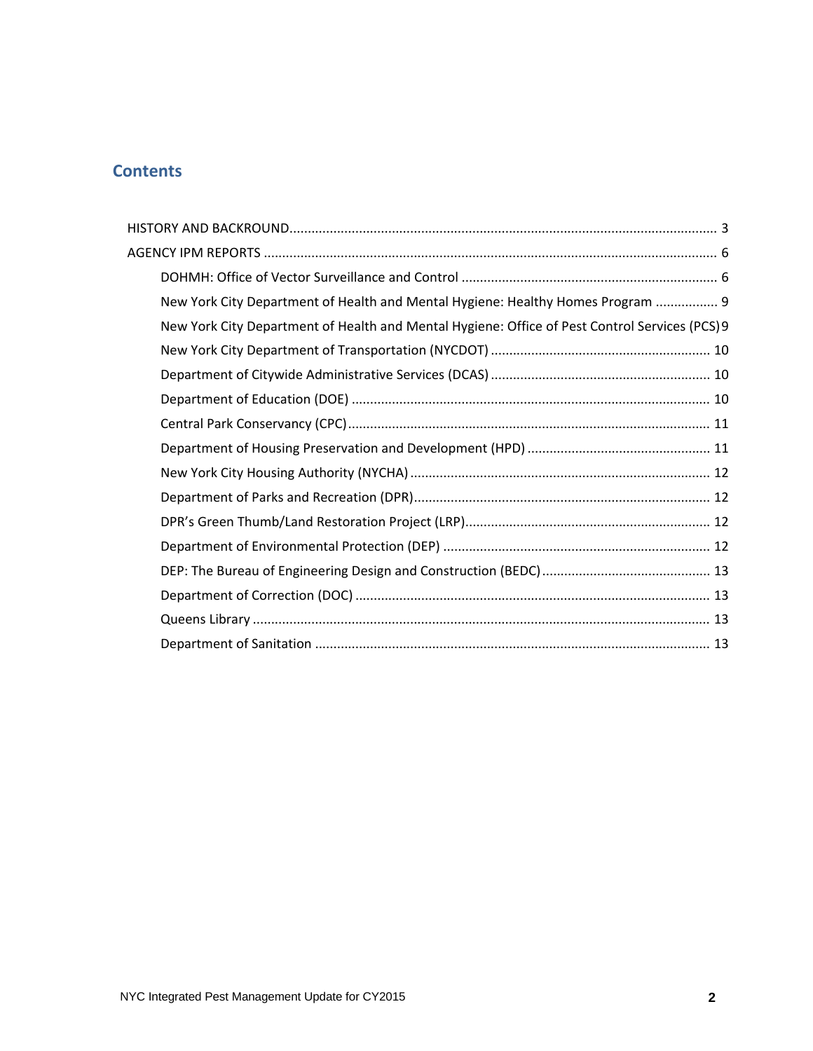## Contents

HISTORY AND BACKROUND .................................................................................................................... 3

AGENCY IPM REPORTS ........................................................................................................................... 6

- DOHMH: Office of Vector Surveillance and Control ...................................................................... 6
- New York City Department of Health and Mental Hygiene: Healthy Homes Program ................. 9
- New York City Department of Health and Mental Hygiene: Office of Pest Control Services (PCS) 9
- New York City Department of Transportation (NYCDOT) ............................................................ 10
- Department of Citywide Administrative Services (DCAS) ............................................................ 10
- Department of Education (DOE) .................................................................................................. 10
- Central Park Conservancy (CPC) .................................................................................................. 11
- Department of Housing Preservation and Development (HPD) .................................................. 11
- New York City Housing Authority (NYCHA) .................................................................................. 12
- Department of Parks and Recreation (DPR) ................................................................................. 12
- DPR's Green Thumb/Land Restoration Project (LRP) ................................................................... 12
- Department of Environmental Protection (DEP) ......................................................................... 12
- DEP: The Bureau of Engineering Design and Construction (BEDC) ............................................. 13
- Department of Correction (DOC) ................................................................................................. 13
- Queens Library ............................................................................................................................. 13
- Department of Sanitation ............................................................................................................ 13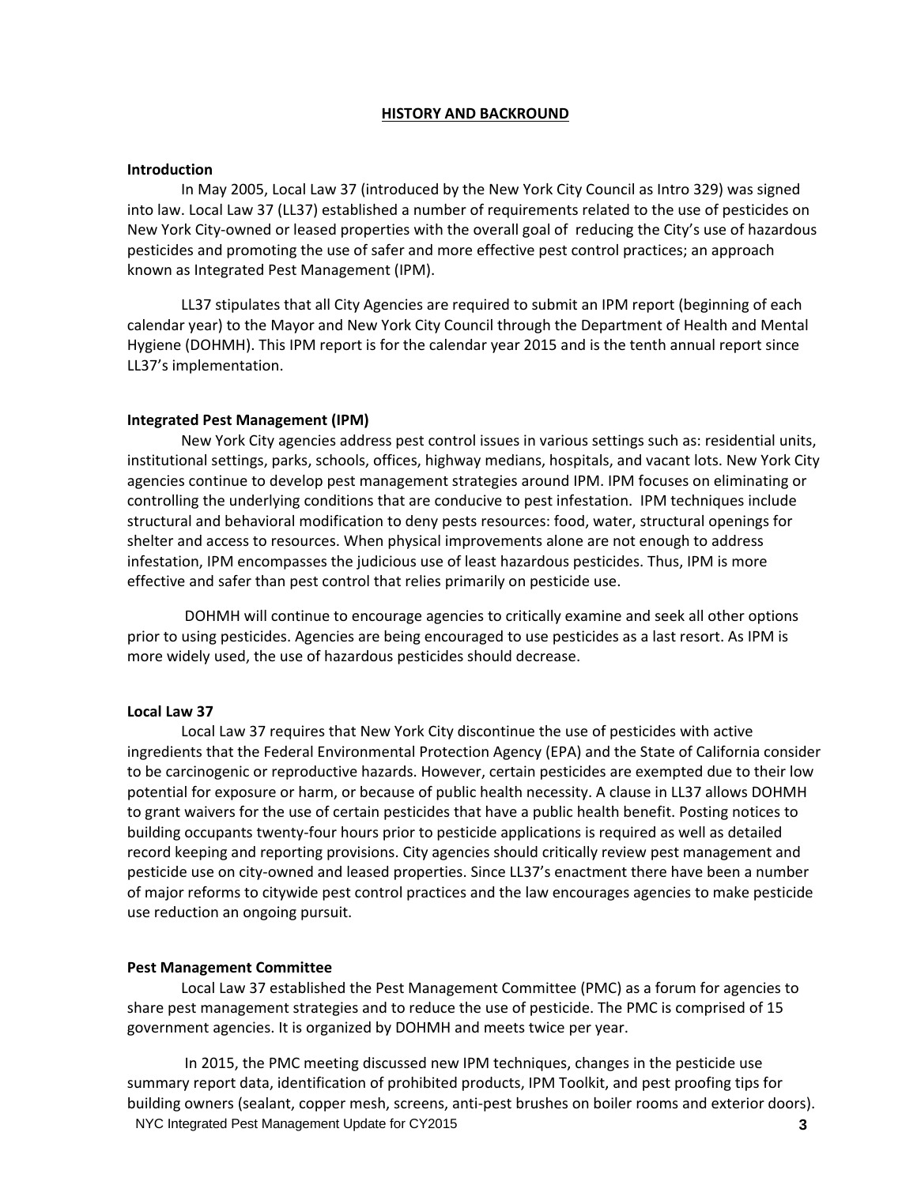## HISTORY AND BACKROUND

### Introduction

In May 2005, Local Law 37 (introduced by the New York City Council as Intro 329) was signed into law. Local Law 37 (LL37) established a number of requirements related to the use of pesticides on New York City-owned or leased properties with the overall goal of reducing the City's use of hazardous pesticides and promoting the use of safer and more effective pest control practices; an approach known as Integrated Pest Management (IPM).

LL37 stipulates that all City Agencies are required to submit an IPM report (beginning of each calendar year) to the Mayor and New York City Council through the Department of Health and Mental Hygiene (DOHMH). This IPM report is for the calendar year 2015 and is the tenth annual report since LL37's implementation.

### Integrated Pest Management (IPM)

New York City agencies address pest control issues in various settings such as: residential units, institutional settings, parks, schools, offices, highway medians, hospitals, and vacant lots. New York City agencies continue to develop pest management strategies around IPM. IPM focuses on eliminating or controlling the underlying conditions that are conducive to pest infestation. IPM techniques include structural and behavioral modification to deny pests resources: food, water, structural openings for shelter and access to resources. When physical improvements alone are not enough to address infestation, IPM encompasses the judicious use of least hazardous pesticides. Thus, IPM is more effective and safer than pest control that relies primarily on pesticide use.

DOHMH will continue to encourage agencies to critically examine and seek all other options prior to using pesticides. Agencies are being encouraged to use pesticides as a last resort. As IPM is more widely used, the use of hazardous pesticides should decrease.

### Local Law 37

Local Law 37 requires that New York City discontinue the use of pesticides with active ingredients that the Federal Environmental Protection Agency (EPA) and the State of California consider to be carcinogenic or reproductive hazards. However, certain pesticides are exempted due to their low potential for exposure or harm, or because of public health necessity. A clause in LL37 allows DOHMH to grant waivers for the use of certain pesticides that have a public health benefit. Posting notices to building occupants twenty-four hours prior to pesticide applications is required as well as detailed record keeping and reporting provisions. City agencies should critically review pest management and pesticide use on city-owned and leased properties. Since LL37's enactment there have been a number of major reforms to citywide pest control practices and the law encourages agencies to make pesticide use reduction an ongoing pursuit.

### Pest Management Committee

Local Law 37 established the Pest Management Committee (PMC) as a forum for agencies to share pest management strategies and to reduce the use of pesticide. The PMC is comprised of 15 government agencies. It is organized by DOHMH and meets twice per year.

In 2015, the PMC meeting discussed new IPM techniques, changes in the pesticide use summary report data, identification of prohibited products, IPM Toolkit, and pest proofing tips for building owners (sealant, copper mesh, screens, anti-pest brushes on boiler rooms and exterior doors).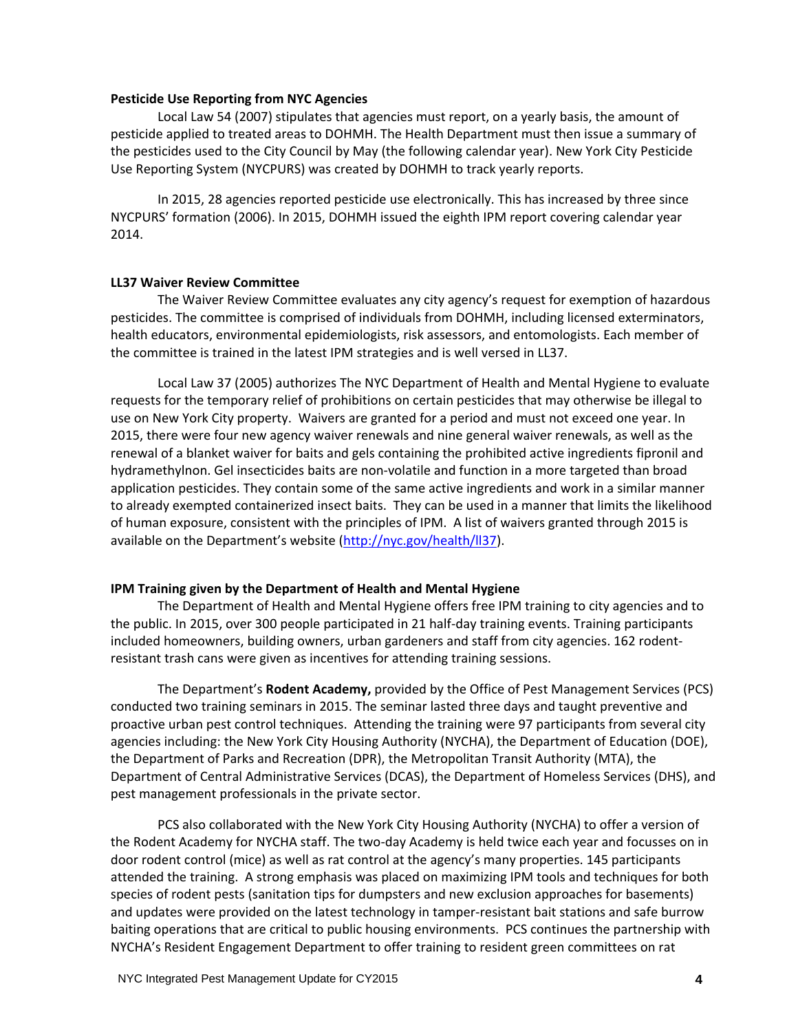**Pesticide Use Reporting from NYC Agencies**

Local Law 54 (2007) stipulates that agencies must report, on a yearly basis, the amount of pesticide applied to treated areas to DOHMH. The Health Department must then issue a summary of the pesticides used to the City Council by May (the following calendar year). New York City Pesticide Use Reporting System (NYCPURS) was created by DOHMH to track yearly reports.

In 2015, 28 agencies reported pesticide use electronically. This has increased by three since NYCPURS' formation (2006). In 2015, DOHMH issued the eighth IPM report covering calendar year 2014.

**LL37 Waiver Review Committee**

The Waiver Review Committee evaluates any city agency's request for exemption of hazardous pesticides. The committee is comprised of individuals from DOHMH, including licensed exterminators, health educators, environmental epidemiologists, risk assessors, and entomologists. Each member of the committee is trained in the latest IPM strategies and is well versed in LL37.

Local Law 37 (2005) authorizes The NYC Department of Health and Mental Hygiene to evaluate requests for the temporary relief of prohibitions on certain pesticides that may otherwise be illegal to use on New York City property. Waivers are granted for a period and must not exceed one year. In 2015, there were four new agency waiver renewals and nine general waiver renewals, as well as the renewal of a blanket waiver for baits and gels containing the prohibited active ingredients fipronil and hydramethylnon. Gel insecticides baits are non-volatile and function in a more targeted than broad application pesticides. They contain some of the same active ingredients and work in a similar manner to already exempted containerized insect baits. They can be used in a manner that limits the likelihood of human exposure, consistent with the principles of IPM. A list of waivers granted through 2015 is available on the Department's website (http://nyc.gov/health/ll37).

**IPM Training given by the Department of Health and Mental Hygiene**

The Department of Health and Mental Hygiene offers free IPM training to city agencies and to the public. In 2015, over 300 people participated in 21 half-day training events. Training participants included homeowners, building owners, urban gardeners and staff from city agencies. 162 rodent-resistant trash cans were given as incentives for attending training sessions.

The Department's **Rodent Academy,** provided by the Office of Pest Management Services (PCS) conducted two training seminars in 2015. The seminar lasted three days and taught preventive and proactive urban pest control techniques. Attending the training were 97 participants from several city agencies including: the New York City Housing Authority (NYCHA), the Department of Education (DOE), the Department of Parks and Recreation (DPR), the Metropolitan Transit Authority (MTA), the Department of Central Administrative Services (DCAS), the Department of Homeless Services (DHS), and pest management professionals in the private sector.

PCS also collaborated with the New York City Housing Authority (NYCHA) to offer a version of the Rodent Academy for NYCHA staff. The two-day Academy is held twice each year and focusses on in door rodent control (mice) as well as rat control at the agency's many properties. 145 participants attended the training. A strong emphasis was placed on maximizing IPM tools and techniques for both species of rodent pests (sanitation tips for dumpsters and new exclusion approaches for basements) and updates were provided on the latest technology in tamper-resistant bait stations and safe burrow baiting operations that are critical to public housing environments. PCS continues the partnership with NYCHA's Resident Engagement Department to offer training to resident green committees on rat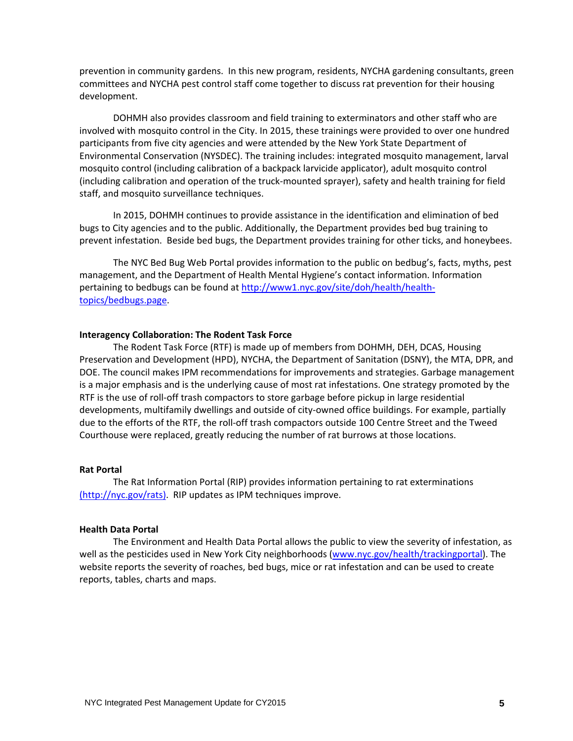prevention in community gardens. In this new program, residents, NYCHA gardening consultants, green committees and NYCHA pest control staff come together to discuss rat prevention for their housing development.

DOHMH also provides classroom and field training to exterminators and other staff who are involved with mosquito control in the City. In 2015, these trainings were provided to over one hundred participants from five city agencies and were attended by the New York State Department of Environmental Conservation (NYSDEC). The training includes: integrated mosquito management, larval mosquito control (including calibration of a backpack larvicide applicator), adult mosquito control (including calibration and operation of the truck-mounted sprayer), safety and health training for field staff, and mosquito surveillance techniques.

In 2015, DOHMH continues to provide assistance in the identification and elimination of bed bugs to City agencies and to the public. Additionally, the Department provides bed bug training to prevent infestation. Beside bed bugs, the Department provides training for other ticks, and honeybees.

The NYC Bed Bug Web Portal provides information to the public on bedbug's, facts, myths, pest management, and the Department of Health Mental Hygiene's contact information. Information pertaining to bedbugs can be found at http://www1.nyc.gov/site/doh/health/health-topics/bedbugs.page.

**Interagency Collaboration: The Rodent Task Force**

The Rodent Task Force (RTF) is made up of members from DOHMH, DEH, DCAS, Housing Preservation and Development (HPD), NYCHA, the Department of Sanitation (DSNY), the MTA, DPR, and DOE. The council makes IPM recommendations for improvements and strategies. Garbage management is a major emphasis and is the underlying cause of most rat infestations. One strategy promoted by the RTF is the use of roll-off trash compactors to store garbage before pickup in large residential developments, multifamily dwellings and outside of city-owned office buildings. For example, partially due to the efforts of the RTF, the roll-off trash compactors outside 100 Centre Street and the Tweed Courthouse were replaced, greatly reducing the number of rat burrows at those locations.

**Rat Portal**

The Rat Information Portal (RIP) provides information pertaining to rat exterminations (http://nyc.gov/rats). RIP updates as IPM techniques improve.

**Health Data Portal**

The Environment and Health Data Portal allows the public to view the severity of infestation, as well as the pesticides used in New York City neighborhoods (www.nyc.gov/health/trackingportal). The website reports the severity of roaches, bed bugs, mice or rat infestation and can be used to create reports, tables, charts and maps.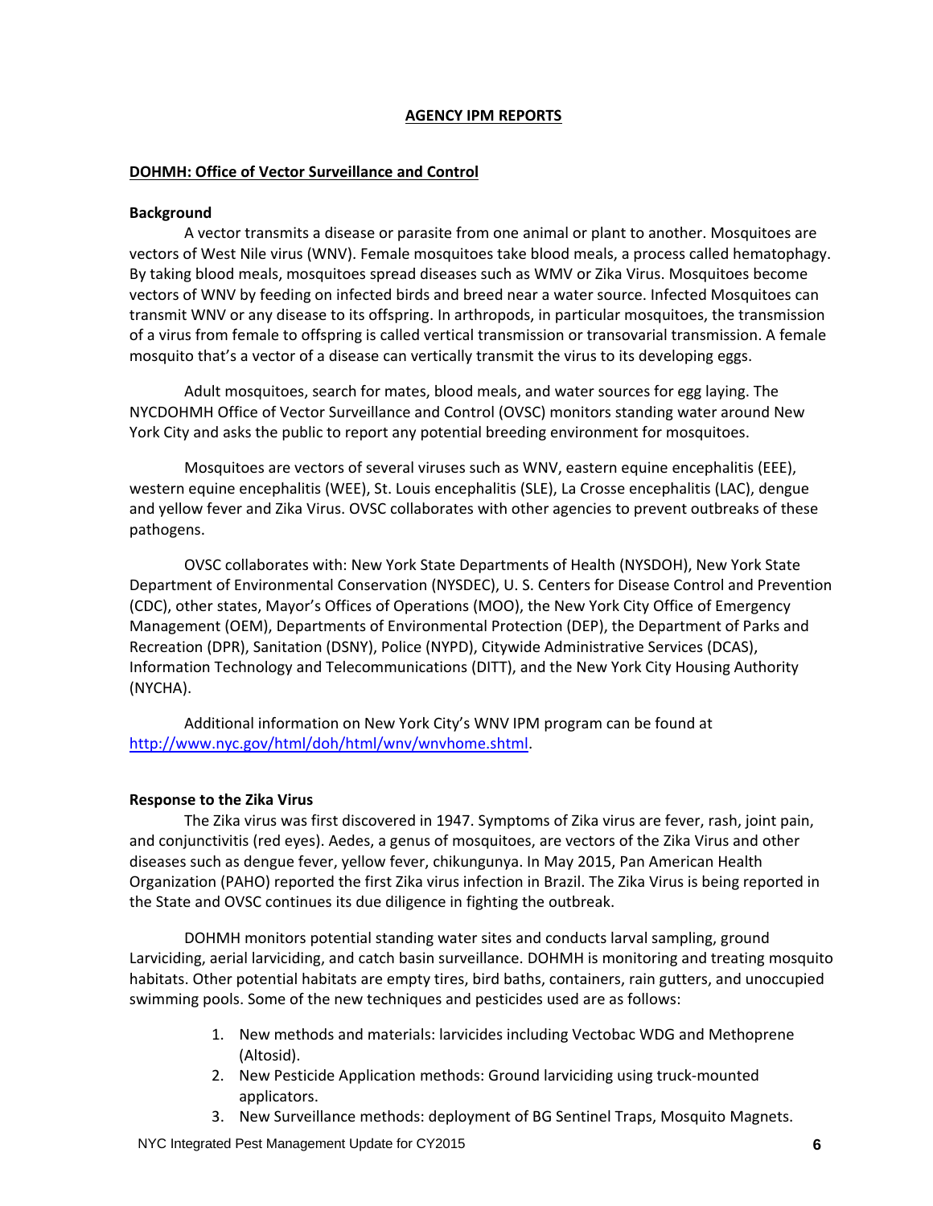# AGENCY IPM REPORTS

## DOHMH: Office of Vector Surveillance and Control

### Background

A vector transmits a disease or parasite from one animal or plant to another. Mosquitoes are vectors of West Nile virus (WNV). Female mosquitoes take blood meals, a process called hematophagy. By taking blood meals, mosquitoes spread diseases such as WMV or Zika Virus. Mosquitoes become vectors of WNV by feeding on infected birds and breed near a water source. Infected Mosquitoes can transmit WNV or any disease to its offspring. In arthropods, in particular mosquitoes, the transmission of a virus from female to offspring is called vertical transmission or transovarial transmission. A female mosquito that's a vector of a disease can vertically transmit the virus to its developing eggs.

Adult mosquitoes, search for mates, blood meals, and water sources for egg laying. The NYCDOHMH Office of Vector Surveillance and Control (OVSC) monitors standing water around New York City and asks the public to report any potential breeding environment for mosquitoes.

Mosquitoes are vectors of several viruses such as WNV, eastern equine encephalitis (EEE), western equine encephalitis (WEE), St. Louis encephalitis (SLE), La Crosse encephalitis (LAC), dengue and yellow fever and Zika Virus. OVSC collaborates with other agencies to prevent outbreaks of these pathogens.

OVSC collaborates with: New York State Departments of Health (NYSDOH), New York State Department of Environmental Conservation (NYSDEC), U. S. Centers for Disease Control and Prevention (CDC), other states, Mayor's Offices of Operations (MOO), the New York City Office of Emergency Management (OEM), Departments of Environmental Protection (DEP), the Department of Parks and Recreation (DPR), Sanitation (DSNY), Police (NYPD), Citywide Administrative Services (DCAS), Information Technology and Telecommunications (DITT), and the New York City Housing Authority (NYCHA).

Additional information on New York City's WNV IPM program can be found at http://www.nyc.gov/html/doh/html/wnv/wnvhome.shtml.

### Response to the Zika Virus

The Zika virus was first discovered in 1947. Symptoms of Zika virus are fever, rash, joint pain, and conjunctivitis (red eyes). Aedes, a genus of mosquitoes, are vectors of the Zika Virus and other diseases such as dengue fever, yellow fever, chikungunya. In May 2015, Pan American Health Organization (PAHO) reported the first Zika virus infection in Brazil. The Zika Virus is being reported in the State and OVSC continues its due diligence in fighting the outbreak.

DOHMH monitors potential standing water sites and conducts larval sampling, ground Larviciding, aerial larviciding, and catch basin surveillance. DOHMH is monitoring and treating mosquito habitats. Other potential habitats are empty tires, bird baths, containers, rain gutters, and unoccupied swimming pools. Some of the new techniques and pesticides used are as follows:

1. New methods and materials: larvicides including Vectobac WDG and Methoprene (Altosid).
2. New Pesticide Application methods: Ground larviciding using truck-mounted applicators.
3. New Surveillance methods: deployment of BG Sentinel Traps, Mosquito Magnets.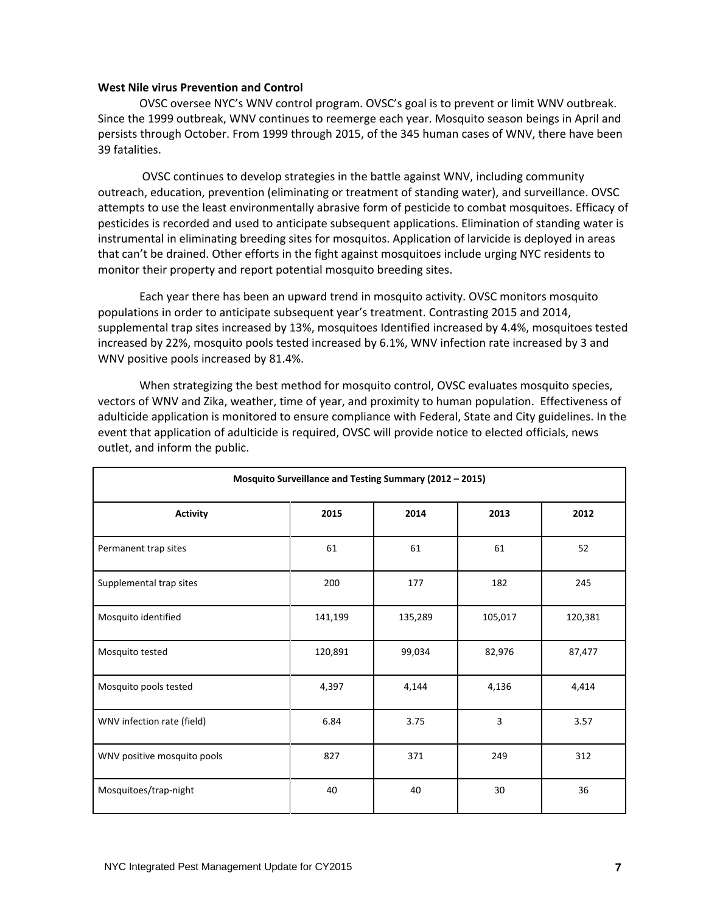**West Nile virus Prevention and Control**

OVSC oversee NYC's WNV control program. OVSC's goal is to prevent or limit WNV outbreak. Since the 1999 outbreak, WNV continues to reemerge each year. Mosquito season beings in April and persists through October. From 1999 through 2015, of the 345 human cases of WNV, there have been 39 fatalities.

OVSC continues to develop strategies in the battle against WNV, including community outreach, education, prevention (eliminating or treatment of standing water), and surveillance. OVSC attempts to use the least environmentally abrasive form of pesticide to combat mosquitoes. Efficacy of pesticides is recorded and used to anticipate subsequent applications. Elimination of standing water is instrumental in eliminating breeding sites for mosquitos. Application of larvicide is deployed in areas that can't be drained. Other efforts in the fight against mosquitoes include urging NYC residents to monitor their property and report potential mosquito breeding sites.

Each year there has been an upward trend in mosquito activity. OVSC monitors mosquito populations in order to anticipate subsequent year's treatment. Contrasting 2015 and 2014, supplemental trap sites increased by 13%, mosquitoes Identified increased by 4.4%, mosquitoes tested increased by 22%, mosquito pools tested increased by 6.1%, WNV infection rate increased by 3 and WNV positive pools increased by 81.4%.

When strategizing the best method for mosquito control, OVSC evaluates mosquito species, vectors of WNV and Zika, weather, time of year, and proximity to human population. Effectiveness of adulticide application is monitored to ensure compliance with Federal, State and City guidelines. In the event that application of adulticide is required, OVSC will provide notice to elected officials, news outlet, and inform the public.

**Mosquito Surveillance and Testing Summary (2012 – 2015)**

| Activity | 2015 | 2014 | 2013 | 2012 |
|---|---|---|---|---|
| Permanent trap sites | 61 | 61 | 61 | 52 |
| Supplemental trap sites | 200 | 177 | 182 | 245 |
| Mosquito identified | 141,199 | 135,289 | 105,017 | 120,381 |
| Mosquito tested | 120,891 | 99,034 | 82,976 | 87,477 |
| Mosquito pools tested | 4,397 | 4,144 | 4,136 | 4,414 |
| WNV infection rate (field) | 6.84 | 3.75 | 3 | 3.57 |
| WNV positive mosquito pools | 827 | 371 | 249 | 312 |
| Mosquitoes/trap-night | 40 | 40 | 30 | 36 |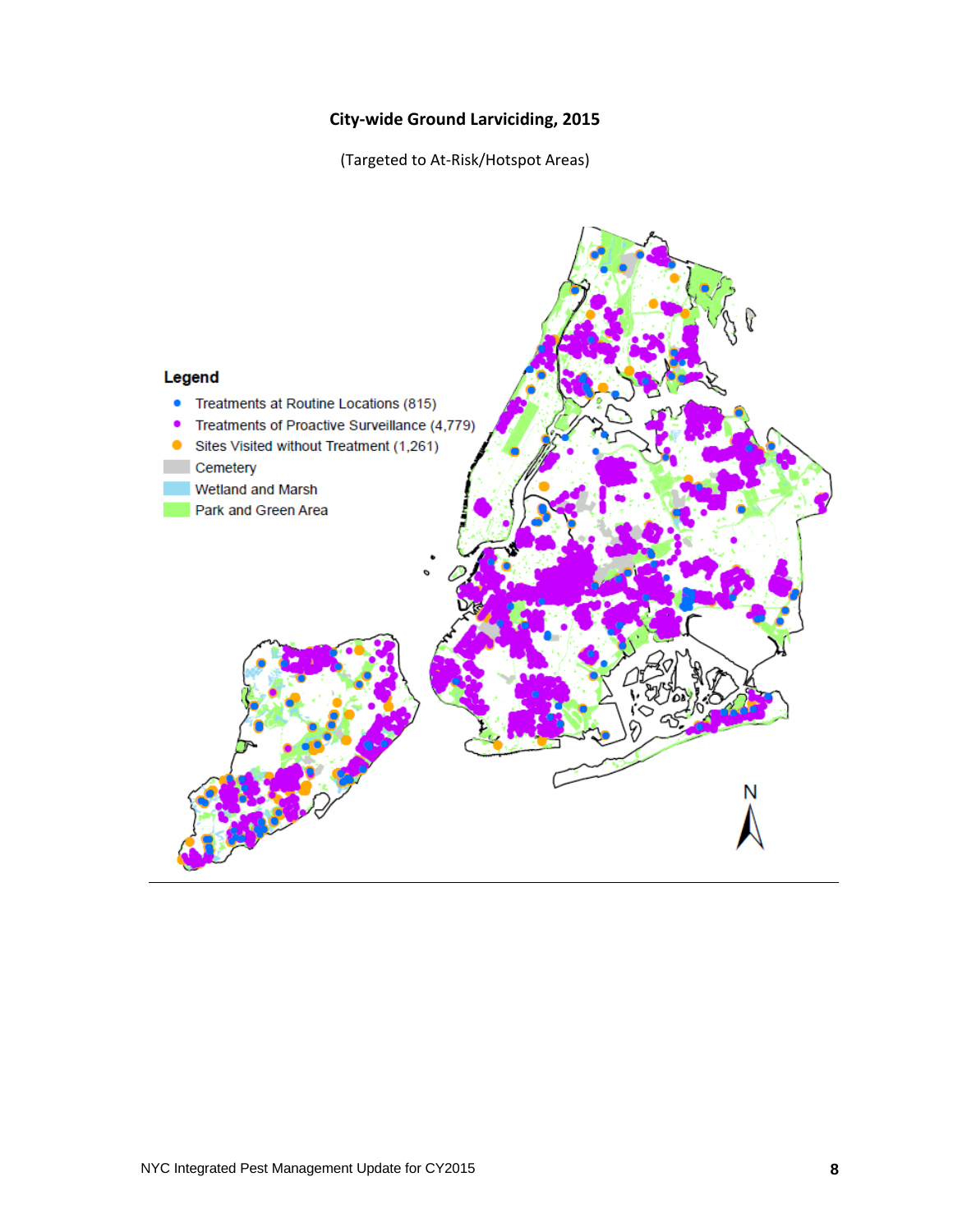**City-wide Ground Larviciding, 2015**

(Targeted to At-Risk/Hotspot Areas)

**Legend**

- Treatments at Routine Locations (815)
- Treatments of Proactive Surveillance (4,779)
- Sites Visited without Treatment (1,261)
- Cemetery
- Wetland and Marsh
- Park and Green Area

N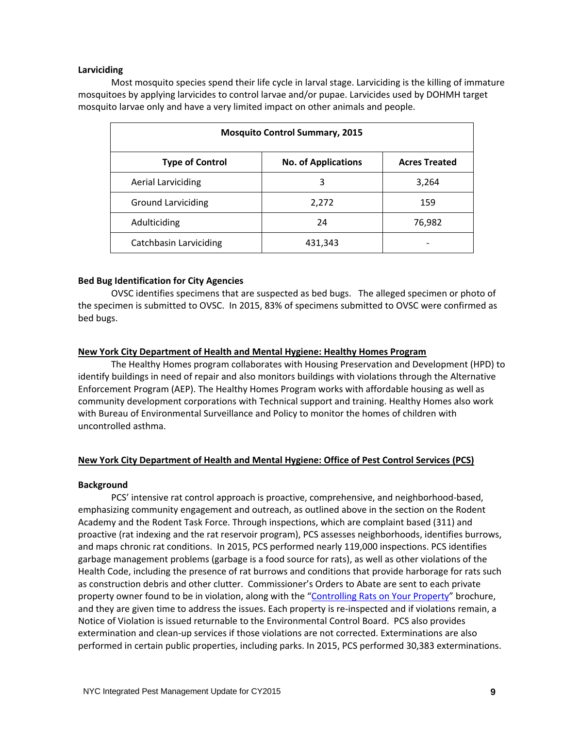### Larviciding

Most mosquito species spend their life cycle in larval stage. Larviciding is the killing of immature mosquitoes by applying larvicides to control larvae and/or pupae. Larvicides used by DOHMH target mosquito larvae only and have a very limited impact on other animals and people.

| Mosquito Control Summary, 2015 | | |
|---|---|---|
| **Type of Control** | **No. of Applications** | **Acres Treated** |
| Aerial Larviciding | 3 | 3,264 |
| Ground Larviciding | 2,272 | 159 |
| Adulticiding | 24 | 76,982 |
| Catchbasin Larviciding | 431,343 | - |

### Bed Bug Identification for City Agencies

OVSC identifies specimens that are suspected as bed bugs. The alleged specimen or photo of the specimen is submitted to OVSC. In 2015, 83% of specimens submitted to OVSC were confirmed as bed bugs.

## New York City Department of Health and Mental Hygiene: Healthy Homes Program

The Healthy Homes program collaborates with Housing Preservation and Development (HPD) to identify buildings in need of repair and also monitors buildings with violations through the Alternative Enforcement Program (AEP). The Healthy Homes Program works with affordable housing as well as community development corporations with Technical support and training. Healthy Homes also work with Bureau of Environmental Surveillance and Policy to monitor the homes of children with uncontrolled asthma.

## New York City Department of Health and Mental Hygiene: Office of Pest Control Services (PCS)

### Background

PCS' intensive rat control approach is proactive, comprehensive, and neighborhood-based, emphasizing community engagement and outreach, as outlined above in the section on the Rodent Academy and the Rodent Task Force. Through inspections, which are complaint based (311) and proactive (rat indexing and the rat reservoir program), PCS assesses neighborhoods, identifies burrows, and maps chronic rat conditions. In 2015, PCS performed nearly 119,000 inspections. PCS identifies garbage management problems (garbage is a food source for rats), as well as other violations of the Health Code, including the presence of rat burrows and conditions that provide harborage for rats such as construction debris and other clutter. Commissioner's Orders to Abate are sent to each private property owner found to be in violation, along with the "Controlling Rats on Your Property" brochure, and they are given time to address the issues. Each property is re-inspected and if violations remain, a Notice of Violation is issued returnable to the Environmental Control Board. PCS also provides extermination and clean-up services if those violations are not corrected. Exterminations are also performed in certain public properties, including parks. In 2015, PCS performed 30,383 exterminations.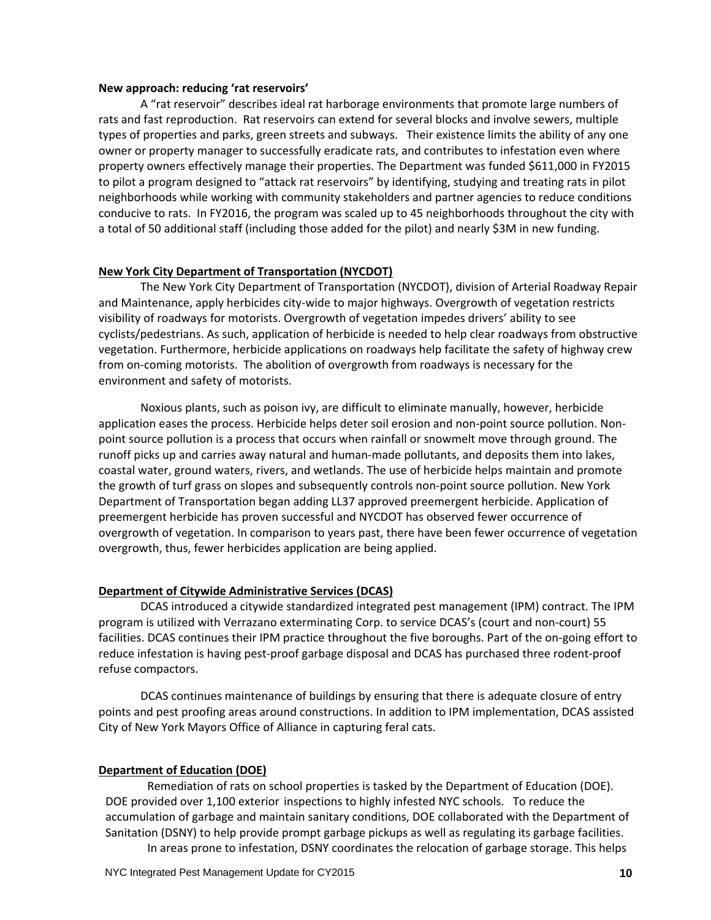**New approach: reducing 'rat reservoirs'**

A "rat reservoir" describes ideal rat harborage environments that promote large numbers of rats and fast reproduction. Rat reservoirs can extend for several blocks and involve sewers, multiple types of properties and parks, green streets and subways. Their existence limits the ability of any one owner or property manager to successfully eradicate rats, and contributes to infestation even where property owners effectively manage their properties. The Department was funded $611,000 in FY2015 to pilot a program designed to "attack rat reservoirs" by identifying, studying and treating rats in pilot neighborhoods while working with community stakeholders and partner agencies to reduce conditions conducive to rats. In FY2016, the program was scaled up to 45 neighborhoods throughout the city with a total of 50 additional staff (including those added for the pilot) and nearly $3M in new funding.

## New York City Department of Transportation (NYCDOT)

The New York City Department of Transportation (NYCDOT), division of Arterial Roadway Repair and Maintenance, apply herbicides city-wide to major highways. Overgrowth of vegetation restricts visibility of roadways for motorists. Overgrowth of vegetation impedes drivers' ability to see cyclists/pedestrians. As such, application of herbicide is needed to help clear roadways from obstructive vegetation. Furthermore, herbicide applications on roadways help facilitate the safety of highway crew from on-coming motorists. The abolition of overgrowth from roadways is necessary for the environment and safety of motorists.

Noxious plants, such as poison ivy, are difficult to eliminate manually, however, herbicide application eases the process. Herbicide helps deter soil erosion and non-point source pollution. Non-point source pollution is a process that occurs when rainfall or snowmelt move through ground. The runoff picks up and carries away natural and human-made pollutants, and deposits them into lakes, coastal water, ground waters, rivers, and wetlands. The use of herbicide helps maintain and promote the growth of turf grass on slopes and subsequently controls non-point source pollution. New York Department of Transportation began adding LL37 approved preemergent herbicide. Application of preemergent herbicide has proven successful and NYCDOT has observed fewer occurrence of overgrowth of vegetation. In comparison to years past, there have been fewer occurrence of vegetation overgrowth, thus, fewer herbicides application are being applied.

## Department of Citywide Administrative Services (DCAS)

DCAS introduced a citywide standardized integrated pest management (IPM) contract. The IPM program is utilized with Verrazano exterminating Corp. to service DCAS's (court and non-court) 55 facilities. DCAS continues their IPM practice throughout the five boroughs. Part of the on-going effort to reduce infestation is having pest-proof garbage disposal and DCAS has purchased three rodent-proof refuse compactors.

DCAS continues maintenance of buildings by ensuring that there is adequate closure of entry points and pest proofing areas around constructions. In addition to IPM implementation, DCAS assisted City of New York Mayors Office of Alliance in capturing feral cats.

## Department of Education (DOE)

Remediation of rats on school properties is tasked by the Department of Education (DOE). DOE provided over 1,100 exterior inspections to highly infested NYC schools. To reduce the accumulation of garbage and maintain sanitary conditions, DOE collaborated with the Department of Sanitation (DSNY) to help provide prompt garbage pickups as well as regulating its garbage facilities.

In areas prone to infestation, DSNY coordinates the relocation of garbage storage. This helps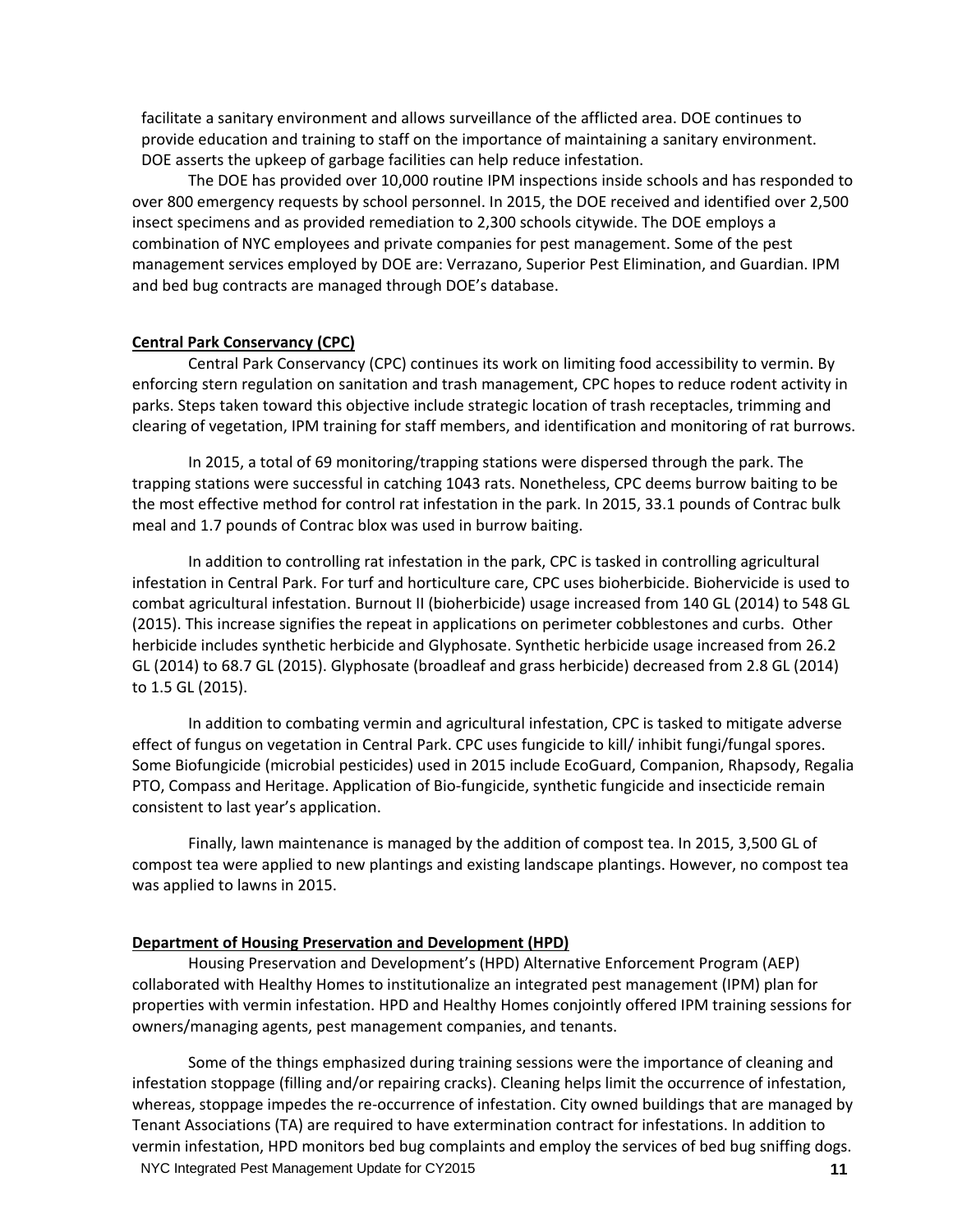facilitate a sanitary environment and allows surveillance of the afflicted area. DOE continues to provide education and training to staff on the importance of maintaining a sanitary environment. DOE asserts the upkeep of garbage facilities can help reduce infestation.

The DOE has provided over 10,000 routine IPM inspections inside schools and has responded to over 800 emergency requests by school personnel. In 2015, the DOE received and identified over 2,500 insect specimens and as provided remediation to 2,300 schools citywide. The DOE employs a combination of NYC employees and private companies for pest management. Some of the pest management services employed by DOE are: Verrazano, Superior Pest Elimination, and Guardian. IPM and bed bug contracts are managed through DOE's database.

**Central Park Conservancy (CPC)**

Central Park Conservancy (CPC) continues its work on limiting food accessibility to vermin. By enforcing stern regulation on sanitation and trash management, CPC hopes to reduce rodent activity in parks. Steps taken toward this objective include strategic location of trash receptacles, trimming and clearing of vegetation, IPM training for staff members, and identification and monitoring of rat burrows.

In 2015, a total of 69 monitoring/trapping stations were dispersed through the park. The trapping stations were successful in catching 1043 rats. Nonetheless, CPC deems burrow baiting to be the most effective method for control rat infestation in the park. In 2015, 33.1 pounds of Contrac bulk meal and 1.7 pounds of Contrac blox was used in burrow baiting.

In addition to controlling rat infestation in the park, CPC is tasked in controlling agricultural infestation in Central Park. For turf and horticulture care, CPC uses bioherbicide. Biohervicide is used to combat agricultural infestation. Burnout II (bioherbicide) usage increased from 140 GL (2014) to 548 GL (2015). This increase signifies the repeat in applications on perimeter cobblestones and curbs. Other herbicide includes synthetic herbicide and Glyphosate. Synthetic herbicide usage increased from 26.2 GL (2014) to 68.7 GL (2015). Glyphosate (broadleaf and grass herbicide) decreased from 2.8 GL (2014) to 1.5 GL (2015).

In addition to combating vermin and agricultural infestation, CPC is tasked to mitigate adverse effect of fungus on vegetation in Central Park. CPC uses fungicide to kill/ inhibit fungi/fungal spores. Some Biofungicide (microbial pesticides) used in 2015 include EcoGuard, Companion, Rhapsody, Regalia PTO, Compass and Heritage. Application of Bio-fungicide, synthetic fungicide and insecticide remain consistent to last year's application.

Finally, lawn maintenance is managed by the addition of compost tea. In 2015, 3,500 GL of compost tea were applied to new plantings and existing landscape plantings. However, no compost tea was applied to lawns in 2015.

**Department of Housing Preservation and Development (HPD)**

Housing Preservation and Development's (HPD) Alternative Enforcement Program (AEP) collaborated with Healthy Homes to institutionalize an integrated pest management (IPM) plan for properties with vermin infestation. HPD and Healthy Homes conjointly offered IPM training sessions for owners/managing agents, pest management companies, and tenants.

Some of the things emphasized during training sessions were the importance of cleaning and infestation stoppage (filling and/or repairing cracks). Cleaning helps limit the occurrence of infestation, whereas, stoppage impedes the re-occurrence of infestation. City owned buildings that are managed by Tenant Associations (TA) are required to have extermination contract for infestations. In addition to vermin infestation, HPD monitors bed bug complaints and employ the services of bed bug sniffing dogs.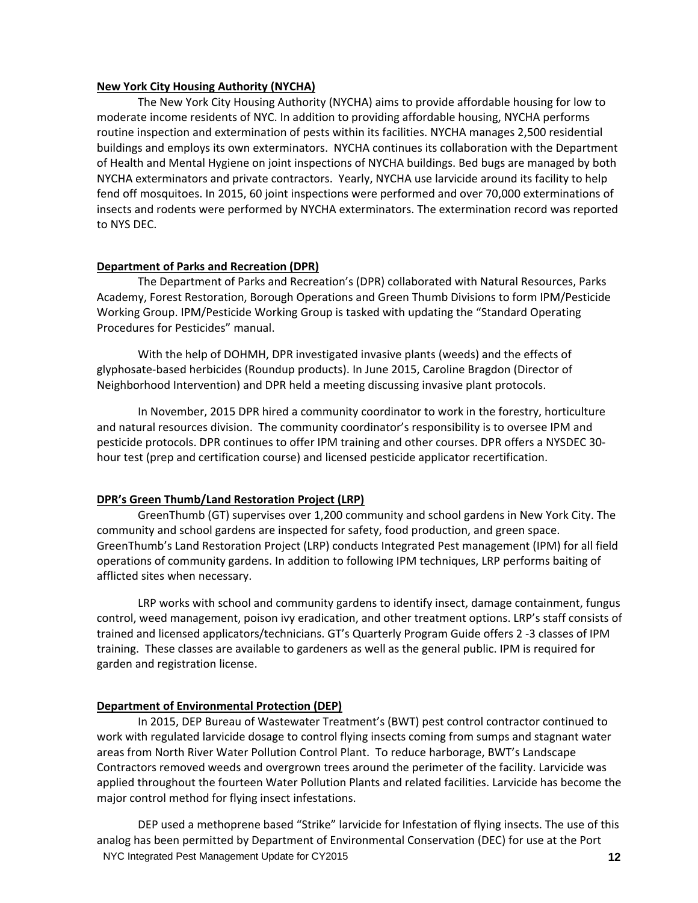**New York City Housing Authority (NYCHA)**

The New York City Housing Authority (NYCHA) aims to provide affordable housing for low to moderate income residents of NYC. In addition to providing affordable housing, NYCHA performs routine inspection and extermination of pests within its facilities. NYCHA manages 2,500 residential buildings and employs its own exterminators. NYCHA continues its collaboration with the Department of Health and Mental Hygiene on joint inspections of NYCHA buildings. Bed bugs are managed by both NYCHA exterminators and private contractors. Yearly, NYCHA use larvicide around its facility to help fend off mosquitoes. In 2015, 60 joint inspections were performed and over 70,000 exterminations of insects and rodents were performed by NYCHA exterminators. The extermination record was reported to NYS DEC.

**Department of Parks and Recreation (DPR)**

The Department of Parks and Recreation's (DPR) collaborated with Natural Resources, Parks Academy, Forest Restoration, Borough Operations and Green Thumb Divisions to form IPM/Pesticide Working Group. IPM/Pesticide Working Group is tasked with updating the "Standard Operating Procedures for Pesticides" manual.

With the help of DOHMH, DPR investigated invasive plants (weeds) and the effects of glyphosate-based herbicides (Roundup products). In June 2015, Caroline Bragdon (Director of Neighborhood Intervention) and DPR held a meeting discussing invasive plant protocols.

In November, 2015 DPR hired a community coordinator to work in the forestry, horticulture and natural resources division. The community coordinator's responsibility is to oversee IPM and pesticide protocols. DPR continues to offer IPM training and other courses. DPR offers a NYSDEC 30-hour test (prep and certification course) and licensed pesticide applicator recertification.

**DPR's Green Thumb/Land Restoration Project (LRP)**

GreenThumb (GT) supervises over 1,200 community and school gardens in New York City. The community and school gardens are inspected for safety, food production, and green space. GreenThumb's Land Restoration Project (LRP) conducts Integrated Pest management (IPM) for all field operations of community gardens. In addition to following IPM techniques, LRP performs baiting of afflicted sites when necessary.

LRP works with school and community gardens to identify insect, damage containment, fungus control, weed management, poison ivy eradication, and other treatment options. LRP's staff consists of trained and licensed applicators/technicians. GT's Quarterly Program Guide offers 2 -3 classes of IPM training. These classes are available to gardeners as well as the general public. IPM is required for garden and registration license.

**Department of Environmental Protection (DEP)**

In 2015, DEP Bureau of Wastewater Treatment's (BWT) pest control contractor continued to work with regulated larvicide dosage to control flying insects coming from sumps and stagnant water areas from North River Water Pollution Control Plant. To reduce harborage, BWT's Landscape Contractors removed weeds and overgrown trees around the perimeter of the facility. Larvicide was applied throughout the fourteen Water Pollution Plants and related facilities. Larvicide has become the major control method for flying insect infestations.

DEP used a methoprene based "Strike" larvicide for Infestation of flying insects. The use of this analog has been permitted by Department of Environmental Conservation (DEC) for use at the Port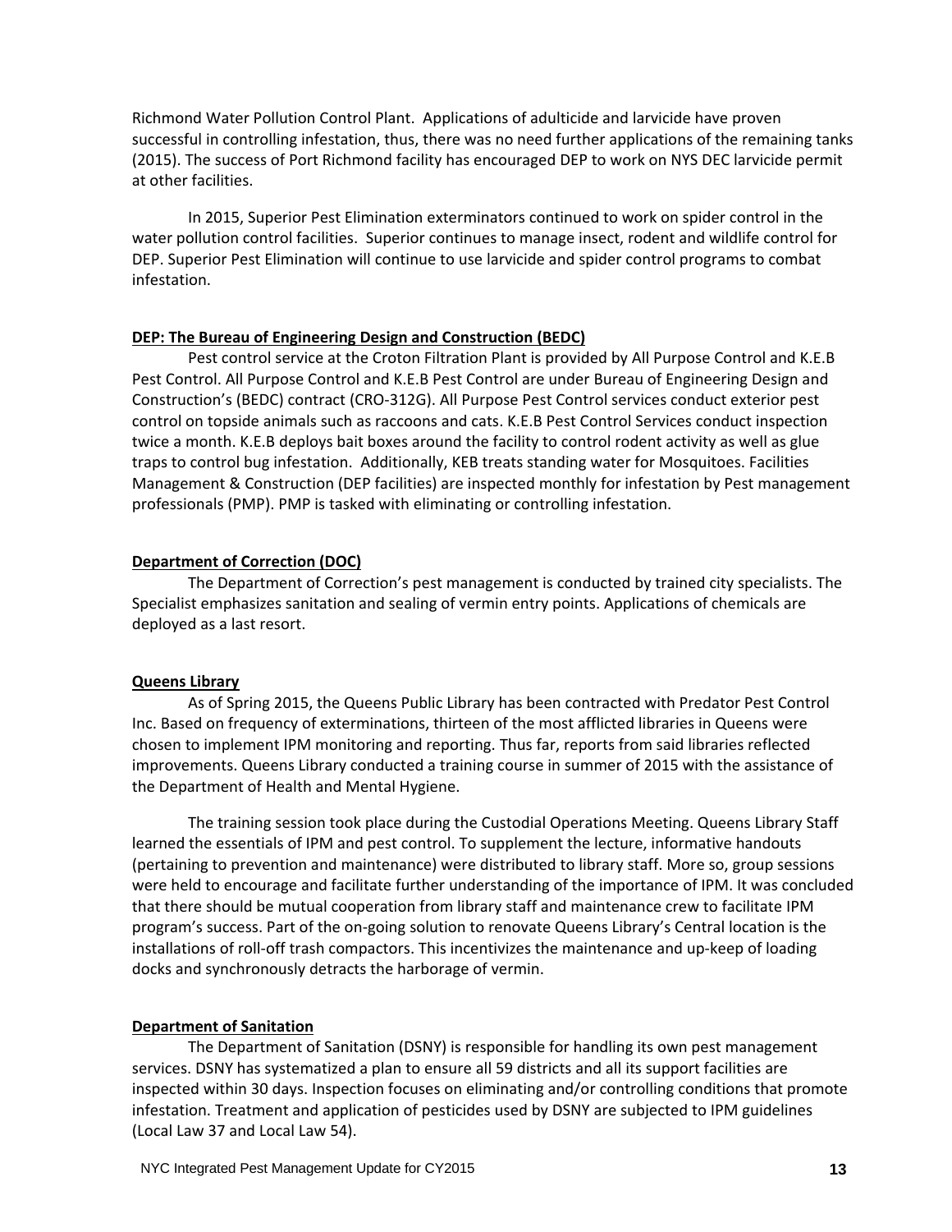Richmond Water Pollution Control Plant. Applications of adulticide and larvicide have proven successful in controlling infestation, thus, there was no need further applications of the remaining tanks (2015). The success of Port Richmond facility has encouraged DEP to work on NYS DEC larvicide permit at other facilities.

In 2015, Superior Pest Elimination exterminators continued to work on spider control in the water pollution control facilities. Superior continues to manage insect, rodent and wildlife control for DEP. Superior Pest Elimination will continue to use larvicide and spider control programs to combat infestation.

## DEP: The Bureau of Engineering Design and Construction (BEDC)

Pest control service at the Croton Filtration Plant is provided by All Purpose Control and K.E.B Pest Control. All Purpose Control and K.E.B Pest Control are under Bureau of Engineering Design and Construction's (BEDC) contract (CRO-312G). All Purpose Pest Control services conduct exterior pest control on topside animals such as raccoons and cats. K.E.B Pest Control Services conduct inspection twice a month. K.E.B deploys bait boxes around the facility to control rodent activity as well as glue traps to control bug infestation. Additionally, KEB treats standing water for Mosquitoes. Facilities Management & Construction (DEP facilities) are inspected monthly for infestation by Pest management professionals (PMP). PMP is tasked with eliminating or controlling infestation.

## Department of Correction (DOC)

The Department of Correction's pest management is conducted by trained city specialists. The Specialist emphasizes sanitation and sealing of vermin entry points. Applications of chemicals are deployed as a last resort.

## Queens Library

As of Spring 2015, the Queens Public Library has been contracted with Predator Pest Control Inc. Based on frequency of exterminations, thirteen of the most afflicted libraries in Queens were chosen to implement IPM monitoring and reporting. Thus far, reports from said libraries reflected improvements. Queens Library conducted a training course in summer of 2015 with the assistance of the Department of Health and Mental Hygiene.

The training session took place during the Custodial Operations Meeting. Queens Library Staff learned the essentials of IPM and pest control. To supplement the lecture, informative handouts (pertaining to prevention and maintenance) were distributed to library staff. More so, group sessions were held to encourage and facilitate further understanding of the importance of IPM. It was concluded that there should be mutual cooperation from library staff and maintenance crew to facilitate IPM program's success. Part of the on-going solution to renovate Queens Library's Central location is the installations of roll-off trash compactors. This incentivizes the maintenance and up-keep of loading docks and synchronously detracts the harborage of vermin.

## Department of Sanitation

The Department of Sanitation (DSNY) is responsible for handling its own pest management services. DSNY has systematized a plan to ensure all 59 districts and all its support facilities are inspected within 30 days. Inspection focuses on eliminating and/or controlling conditions that promote infestation. Treatment and application of pesticides used by DSNY are subjected to IPM guidelines (Local Law 37 and Local Law 54).